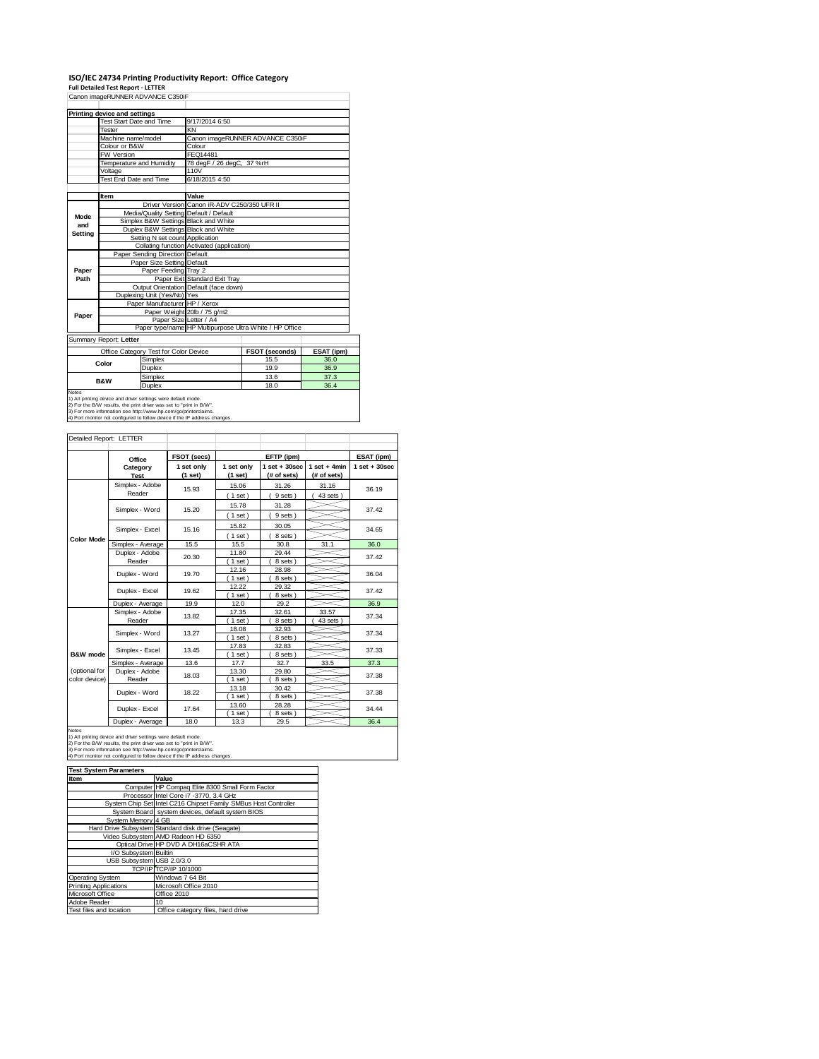# ISO/IEC 24734 Printing Productivity Report: Office Category

**Full Detailed Test Report - LETTER**

Canon imageRUNNER ADVANCE C350iF

| Printing device and settings | |
|---|---|
| Test Start Date and Time | 9/17/2014 6:50 |
| Tester | KN |
| Machine name/model | Canon imageRUNNER ADVANCE C350iF |
| Colour or B&W | Colour |
| FW Version | FEQ14481 |
| Temperature and Humidity | 78 degF / 26 degC, 37 %rH |
| Voltage | 110V |
| Test End Date and Time | 6/18/2015 4:50 |

| | Item | Value |
|---|---|---|
| Mode and Setting | Driver Version | Canon iR-ADV C250/350 UFR II |
| | Media/Quality Setting | Default / Default |
| | Simplex B&W Settings | Black and White |
| | Duplex B&W Settings | Black and White |
| | Setting N set count | Application |
| | Collating function | Activated (application) |
| Paper Path | Paper Sending Direction | Default |
| | Paper Size Setting | Default |
| | Paper Feeding | Tray 2 |
| | Paper Exit | Standard Exit Tray |
| | Output Orientation | Default (face down) |
| | Duplexing Unit (Yes/No) | Yes |
| Paper | Paper Manufacturer | HP / Xerox |
| | Paper Weight | 20lb / 75 g/m2 |
| | Paper Size | Letter / A4 |
| | Paper type/name | HP Multipurpose Ultra White / HP Office |

Summary Report: **Letter**

| Office Category Test for Color Device | | FSOT (seconds) | ESAT (ipm) |
|---|---|---|---|
| Color | Simplex | 15.5 | 36.0 |
| | Duplex | 19.9 | 36.9 |
| B&W | Simplex | 13.6 | 37.3 |
| | Duplex | 18.0 | 36.4 |

Notes
1) All printing device and driver settings were default mode.
2) For the B/W results, the print driver was set to "print in B/W".
3) For more information see http://www.hp.com/go/printerclaims.
4) Port monitor not configured to follow device if the IP address changes.

Detailed Report: LETTER

| | Office Category Test | FSOT (secs) 1 set only (1 set) | EFTP (ipm) 1 set only (1 set) | EFTP (ipm) 1 set + 30sec (# of sets) | EFTP (ipm) 1 set + 4min (# of sets) | ESAT (ipm) 1 set + 30sec |
|---|---|---|---|---|---|---|
| Color Mode | Simplex - Adobe Reader | 15.93 | 15.06 (1 set) | 31.26 (9 sets) | 31.16 (43 sets) | 36.19 |
| | Simplex - Word | 15.20 | 15.78 (1 set) | 31.28 (9 sets) | | 37.42 |
| | Simplex - Excel | 15.16 | 15.82 (1 set) | 30.05 (8 sets) | | 34.65 |
| | Simplex - Average | 15.5 | 15.5 | 30.8 | 31.1 | 36.0 |
| | Duplex - Adobe Reader | 20.30 | 11.80 (1 set) | 29.44 (8 sets) | | 37.42 |
| | Duplex - Word | 19.70 | 12.16 (1 set) | 28.98 (8 sets) | | 36.04 |
| | Duplex - Excel | 19.62 | 12.22 (1 set) | 29.32 (8 sets) | | 37.42 |
| | Duplex - Average | 19.9 | 12.0 | 29.2 | | 36.9 |
| B&W mode (optional for color device) | Simplex - Adobe Reader | 13.82 | 17.35 (1 set) | 32.61 (8 sets) | 33.57 (43 sets) | 37.34 |
| | Simplex - Word | 13.27 | 18.08 (1 set) | 32.93 (8 sets) | | 37.34 |
| | Simplex - Excel | 13.45 | 17.83 (1 set) | 32.83 (8 sets) | | 37.33 |
| | Simplex - Average | 13.6 | 17.7 | 32.7 | 33.5 | 37.3 |
| | Duplex - Adobe Reader | 18.03 | 13.30 (1 set) | 29.80 (8 sets) | | 37.38 |
| | Duplex - Word | 18.22 | 13.18 (1 set) | 30.42 (8 sets) | | 37.38 |
| | Duplex - Excel | 17.64 | 13.60 (1 set) | 28.28 (8 sets) | | 34.44 |
| | Duplex - Average | 18.0 | 13.3 | 29.5 | | 36.4 |

Notes
1) All printing device and driver settings were default mode.
2) For the B/W results, the print driver was set to "print in B/W".
3) For more information see http://www.hp.com/go/printerclaims.
4) Port monitor not configured to follow device if the IP address changes.

| Test System Parameters | |
|---|---|
| **Item** | **Value** |
| Computer | HP Compaq Elite 8300 Small Form Factor |
| Processor | Intel Core i7 -3770, 3.4 GHz |
| System Chip Set | Intel C216 Chipset Family SMBus Host Controller |
| System Board | system devices, default system BIOS |
| System Memory | 4 GB |
| Hard Drive Subsystem | Standard disk drive (Seagate) |
| Video Subsystem | AMD Radeon HD 6350 |
| Optical Drive | HP DVD A DH16aCSHR ATA |
| I/O Subsystem | Builtin |
| USB Subsystem | USB 2.0/3.0 |
| TCP/IP | TCP/IP 10/1000 |
| Operating System | Windows 7 64 Bit |
| Printing Applications | Microsoft Office 2010 |
| Microsoft Office | Office 2010 |
| Adobe Reader | 10 |
| Test files and location | Office category files, hard drive |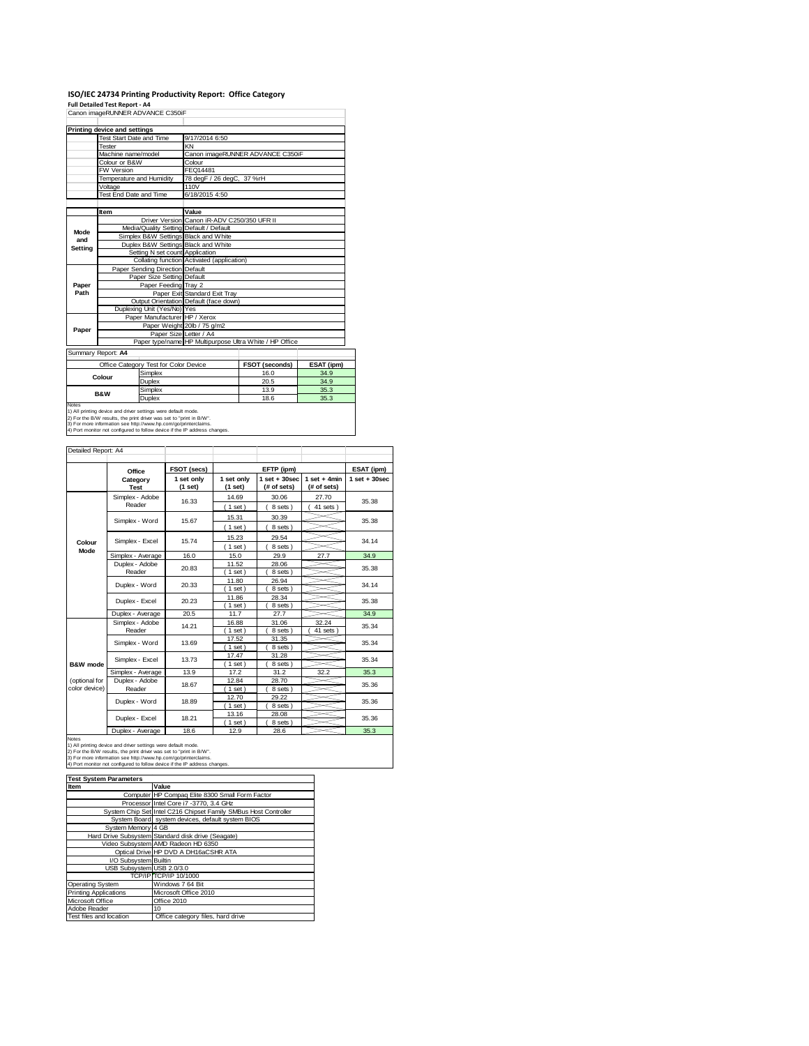# ISO/IEC 24734 Printing Productivity Report: Office Category

**Full Detailed Test Report - A4**

Canon imageRUNNER ADVANCE C350iF

**Printing device and settings**

| | |
|---|---|
| Test Start Date and Time | 9/17/2014 6:50 |
| Tester | KN |
| Machine name/model | Canon imageRUNNER ADVANCE C350iF |
| Colour or B&W | Colour |
| FW Version | FEQ14481 |
| Temperature and Humidity | 78 degF / 26 degC, 37 %rH |
| Voltage | 110V |
| Test End Date and Time | 6/18/2015 4:50 |

| | Item | Value |
|---|---|---|
| Mode and Setting | Driver Version | Canon iR-ADV C250/350 UFR II |
| | Media/Quality Setting | Default / Default |
| | Simplex B&W Settings | Black and White |
| | Duplex B&W Settings | Black and White |
| | Setting N set count | Application |
| | Collating function | Activated (application) |
| Paper Path | Paper Sending Direction | Default |
| | Paper Size Setting | Default |
| | Paper Feeding | Tray 2 |
| | Paper Exit | Standard Exit Tray |
| | Output Orientation | Default (face down) |
| | Duplexing Unit (Yes/No) | Yes |
| Paper | Paper Manufacturer | HP / Xerox |
| | Paper Weight | 20lb / 75 g/m2 |
| | Paper Size | Letter / A4 |
| | Paper type/name | HP Multipurpose Ultra White / HP Office |

Summary Report: **A4**

| Office Category Test for Color Device | | FSOT (seconds) | ESAT (ipm) |
|---|---|---|---|
| Colour | Simplex | 16.0 | 34.9 |
| | Duplex | 20.5 | 34.9 |
| B&W | Simplex | 13.9 | 35.3 |
| | Duplex | 18.6 | 35.3 |

Notes
1) All printing device and driver settings were default mode.
2) For the B/W results, the print driver was set to "print in B/W".
3) For more information see http://www.hp.com/go/printerclaims.
4) Port monitor not configured to follow device if the IP address changes.

Detailed Report: A4

| | Office Category Test | FSOT (secs) 1 set only (1 set) | EFTP (ipm) 1 set only (1 set) | EFTP (ipm) 1 set + 30sec (# of sets) | EFTP (ipm) 1 set + 4min (# of sets) | ESAT (ipm) 1 set + 30sec |
|---|---|---|---|---|---|---|
| Colour Mode | Simplex - Adobe Reader | 16.33 | 14.69 (1 set) | 30.06 (8 sets) | 27.70 (41 sets) | 35.38 |
| | Simplex - Word | 15.67 | 15.31 (1 set) | 30.39 (8 sets) | | 35.38 |
| | Simplex - Excel | 15.74 | 15.23 (1 set) | 29.54 (8 sets) | | 34.14 |
| | Simplex - Average | 16.0 | 15.0 | 29.9 | 27.7 | 34.9 |
| | Duplex - Adobe Reader | 20.83 | 11.52 (1 set) | 28.06 (8 sets) | | 35.38 |
| | Duplex - Word | 20.33 | 11.80 (1 set) | 26.94 (8 sets) | | 34.14 |
| | Duplex - Excel | 20.23 | 11.86 (1 set) | 28.34 (8 sets) | | 35.38 |
| | Duplex - Average | 20.5 | 11.7 | 27.7 | | 34.9 |
| B&W mode (optional for color device) | Simplex - Adobe Reader | 14.21 | 16.88 (1 set) | 31.06 (8 sets) | 32.24 (41 sets) | 35.34 |
| | Simplex - Word | 13.69 | 17.52 (1 set) | 31.35 (8 sets) | | 35.34 |
| | Simplex - Excel | 13.73 | 17.47 (1 set) | 31.28 (8 sets) | | 35.34 |
| | Simplex - Average | 13.9 | 17.2 | 31.2 | 32.2 | 35.3 |
| | Duplex - Adobe Reader | 18.67 | 12.84 (1 set) | 28.70 (8 sets) | | 35.36 |
| | Duplex - Word | 18.89 | 12.70 (1 set) | 29.22 (8 sets) | | 35.36 |
| | Duplex - Excel | 18.21 | 13.16 (1 set) | 28.08 (8 sets) | | 35.36 |
| | Duplex - Average | 18.6 | 12.9 | 28.6 | | 35.3 |

Notes
1) All printing device and driver settings were default mode.
2) For the B/W results, the print driver was set to "print in B/W".
3) For more information see http://www.hp.com/go/printerclaims.
4) Port monitor not configured to follow device if the IP address changes.

**Test System Parameters**

| Item | Value |
|---|---|
| Computer | HP Compaq Elite 8300 Small Form Factor |
| Processor | Intel Core i7 -3770, 3.4 GHz |
| System Chip Set | Intel C216 Chipset Family SMBus Host Controller |
| System Board | system devices, default system BIOS |
| System Memory | 4 GB |
| Hard Drive Subsystem | Standard disk drive (Seagate) |
| Video Subsystem | AMD Radeon HD 6350 |
| Optical Drive | HP DVD A DH16aCSHR ATA |
| I/O Subsystem | Builtin |
| USB Subsystem | USB 2.0/3.0 |
| TCP/IP | TCP/IP 10/1000 |
| Operating System | Windows 7 64 Bit |
| Printing Applications | Microsoft Office 2010 |
| Microsoft Office | Office 2010 |
| Adobe Reader | 10 |
| Test files and location | Office category files, hard drive |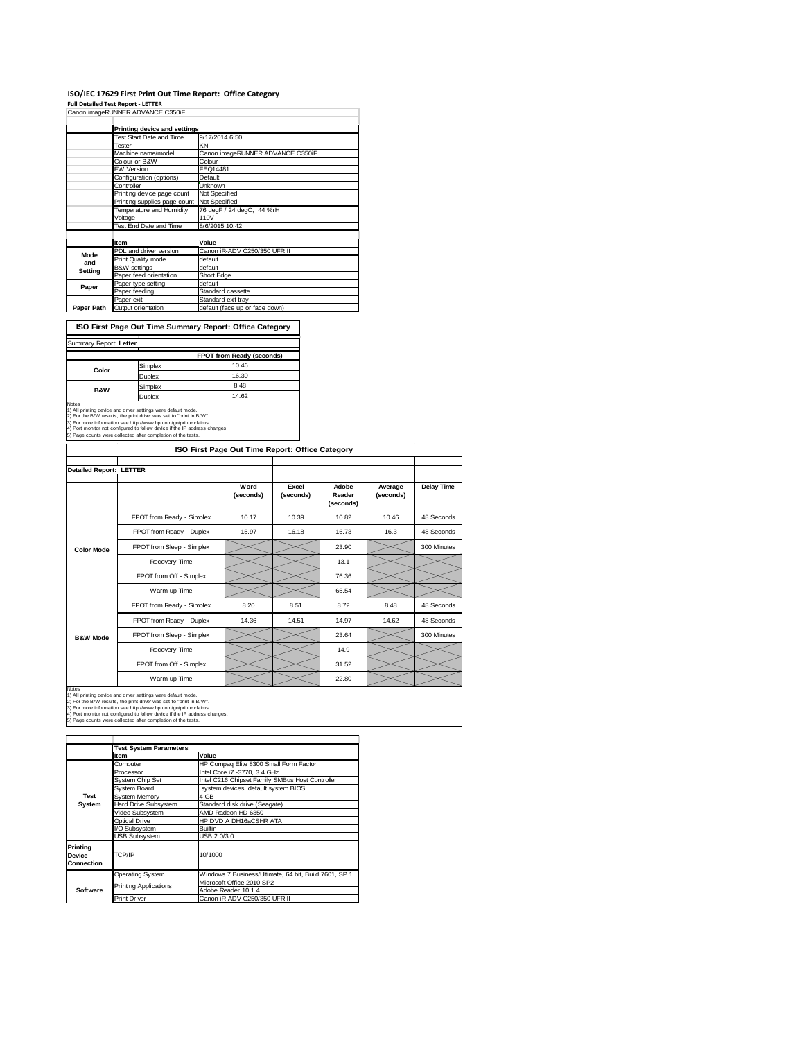# ISO/IEC 17629 First Print Out Time Report: Office Category

**Full Detailed Test Report - LETTER**

Canon imageRUNNER ADVANCE C350iF

| | Printing device and settings | |
|---|---|---|
| | Test Start Date and Time | 9/17/2014 6:50 |
| | Tester | KN |
| | Machine name/model | Canon imageRUNNER ADVANCE C350iF |
| | Colour or B&W | Colour |
| | FW Version | FEQ14481 |
| | Configuration (options) | Default |
| | Controller | Unknown |
| | Printing device page count | Not Specified |
| | Printing supplies page count | Not Specified |
| | Temperature and Humidity | 76 degF / 24 degC, 44 %rH |
| | Voltage | 110V |
| | Test End Date and Time | 8/6/2015 10:42 |

| | Item | Value |
|---|---|---|
| Mode and Setting | PDL and driver version | Canon iR-ADV C250/350 UFR II |
| | Print Quality mode | default |
| | B&W settings | default |
| | Paper feed orientation | Short Edge |
| Paper | Paper type setting | default |
| | Paper feeding | Standard cassette |
| | Paper exit | Standard exit tray |
| Paper Path | Output orientation | default (face up or face down) |

## ISO First Page Out Time Summary Report: Office Category

Summary Report: **Letter**

| | | FPOT from Ready (seconds) |
|---|---|---|
| Color | Simplex | 10.46 |
| | Duplex | 16.30 |
| B&W | Simplex | 8.48 |
| | Duplex | 14.62 |

Notes
1) All printing device and driver settings were default mode.
2) For the B/W results, the print driver was set to "print in B/W".
3) For more information see http://www.hp.com/go/printerclaims.
4) Port monitor not configured to follow device if the IP address changes.
5) Page counts were collected after completion of the tests.

## ISO First Page Out Time Report: Office Category

**Detailed Report: LETTER**

| | | Word (seconds) | Excel (seconds) | Adobe Reader (seconds) | Average (seconds) | Delay Time |
|---|---|---|---|---|---|---|
| Color Mode | FPOT from Ready - Simplex | 10.17 | 10.39 | 10.82 | 10.46 | 48 Seconds |
| | FPOT from Ready - Duplex | 15.97 | 16.18 | 16.73 | 16.3 | 48 Seconds |
| | FPOT from Sleep - Simplex | | | 23.90 | | 300 Minutes |
| | Recovery Time | | | 13.1 | | |
| | FPOT from Off - Simplex | | | 76.36 | | |
| | Warm-up Time | | | 65.54 | | |
| B&W Mode | FPOT from Ready - Simplex | 8.20 | 8.51 | 8.72 | 8.48 | 48 Seconds |
| | FPOT from Ready - Duplex | 14.36 | 14.51 | 14.97 | 14.62 | 48 Seconds |
| | FPOT from Sleep - Simplex | | | 23.64 | | 300 Minutes |
| | Recovery Time | | | 14.9 | | |
| | FPOT from Off - Simplex | | | 31.52 | | |
| | Warm-up Time | | | 22.80 | | |

Notes
1) All printing device and driver settings were default mode.
2) For the B/W results, the print driver was set to "print in B/W".
3) For more information see http://www.hp.com/go/printerclaims.
4) Port monitor not configured to follow device if the IP address changes.
5) Page counts were collected after completion of the tests.

| | Test System Parameters | |
|---|---|---|
| | Item | Value |
| Test System | Computer | HP Compaq Elite 8300 Small Form Factor |
| | Processor | Intel Core i7 -3770, 3.4 GHz |
| | System Chip Set | Intel C216 Chipset Family SMBus Host Controller |
| | System Board | system devices, default system BIOS |
| | System Memory | 4 GB |
| | Hard Drive Subsystem | Standard disk drive (Seagate) |
| | Video Subsystem | AMD Radeon HD 6350 |
| | Optical Drive | HP DVD A DH16aCSHR ATA |
| | I/O Subsystem | Builtin |
| | USB Subsystem | USB 2.0/3.0 |
| Printing Device Connection | TCP/IP | 10/1000 |
| Software | Operating System | Windows 7 Business/Ultimate, 64 bit, Build 7601, SP 1 |
| | Printing Applications | Microsoft Office 2010 SP2 |
| | | Adobe Reader 10.1.4 |
| | Print Driver | Canon iR-ADV C250/350 UFR II |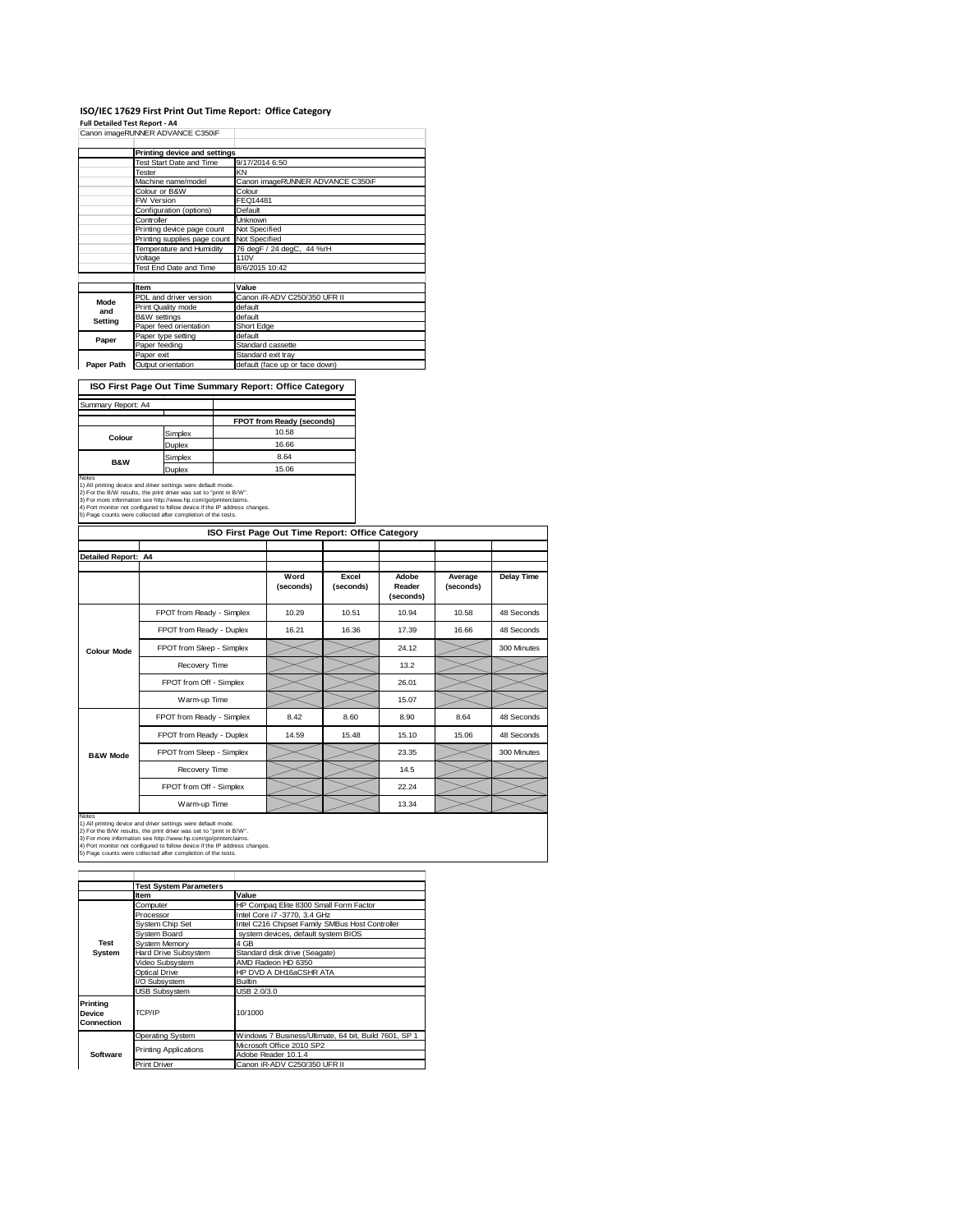# ISO/IEC 17629 First Print Out Time Report: Office Category

**Full Detailed Test Report - A4**

Canon imageRUNNER ADVANCE C350iF

| | Printing device and settings | |
|---|---|---|
| | Test Start Date and Time | 9/17/2014 6:50 |
| | Tester | KN |
| | Machine name/model | Canon imageRUNNER ADVANCE C350iF |
| | Colour or B&W | Colour |
| | FW Version | FEQ14481 |
| | Configuration (options) | Default |
| | Controller | Unknown |
| | Printing device page count | Not Specified |
| | Printing supplies page count | Not Specified |
| | Temperature and Humidity | 76 degF / 24 degC, 44 %rH |
| | Voltage | 110V |
| | Test End Date and Time | 8/6/2015 10:42 |

| | Item | Value |
|---|---|---|
| Mode and Setting | PDL and driver version | Canon iR-ADV C250/350 UFR II |
| | Print Quality mode | default |
| | B&W settings | default |
| | Paper feed orientation | Short Edge |
| Paper | Paper type setting | default |
| | Paper feeding | Standard cassette |
| | Paper exit | Standard exit tray |
| Paper Path | Output orientation | default (face up or face down) |

## ISO First Page Out Time Summary Report: Office Category

Summary Report: A4

| | | FPOT from Ready (seconds) |
|---|---|---|
| Colour | Simplex | 10.58 |
| | Duplex | 16.66 |
| B&W | Simplex | 8.64 |
| | Duplex | 15.06 |

Notes
1) All printing device and driver settings were default mode.
2) For the B/W results, the print driver was set to "print in B/W".
3) For more information see http://www.hp.com/go/printerclaims.
4) Port monitor not configured to follow device if the IP address changes.
5) Page counts were collected after completion of the tests.

## ISO First Page Out Time Report: Office Category

Detailed Report: A4

| | | Word (seconds) | Excel (seconds) | Adobe Reader (seconds) | Average (seconds) | Delay Time |
|---|---|---|---|---|---|---|
| Colour Mode | FPOT from Ready - Simplex | 10.29 | 10.51 | 10.94 | 10.58 | 48 Seconds |
| | FPOT from Ready - Duplex | 16.21 | 16.36 | 17.39 | 16.66 | 48 Seconds |
| | FPOT from Sleep - Simplex | | | 24.12 | | 300 Minutes |
| | Recovery Time | | | 13.2 | | |
| | FPOT from Off - Simplex | | | 26.01 | | |
| | Warm-up Time | | | 15.07 | | |
| B&W Mode | FPOT from Ready - Simplex | 8.42 | 8.60 | 8.90 | 8.64 | 48 Seconds |
| | FPOT from Ready - Duplex | 14.59 | 15.48 | 15.10 | 15.06 | 48 Seconds |
| | FPOT from Sleep - Simplex | | | 23.35 | | 300 Minutes |
| | Recovery Time | | | 14.5 | | |
| | FPOT from Off - Simplex | | | 22.24 | | |
| | Warm-up Time | | | 13.34 | | |

Notes
1) All printing device and driver settings were default mode.
2) For the B/W results, the print driver was set to "print in B/W".
3) For more information see http://www.hp.com/go/printerclaims.
4) Port monitor not configured to follow device if the IP address changes.
5) Page counts were collected after completion of the tests.

| | Test System Parameters | |
|---|---|---|
| | Item | Value |
| Test System | Computer | HP Compaq Elite 8300 Small Form Factor |
| | Processor | Intel Core i7 -3770, 3.4 GHz |
| | System Chip Set | Intel C216 Chipset Family SMBus Host Controller |
| | System Board | system devices, default system BIOS |
| | System Memory | 4 GB |
| | Hard Drive Subsystem | Standard disk drive (Seagate) |
| | Video Subsystem | AMD Radeon HD 6350 |
| | Optical Drive | HP DVD A DH16aCSHR ATA |
| | I/O Subsystem | Builtin |
| | USB Subsystem | USB 2.0/3.0 |
| Printing Device Connection | TCP/IP | 10/1000 |
| Software | Operating System | Windows 7 Business/Ultimate, 64 bit, Build 7601, SP 1 |
| | Printing Applications | Microsoft Office 2010 SP2 |
| | | Adobe Reader 10.1.4 |
| | Print Driver | Canon iR-ADV C250/350 UFR II |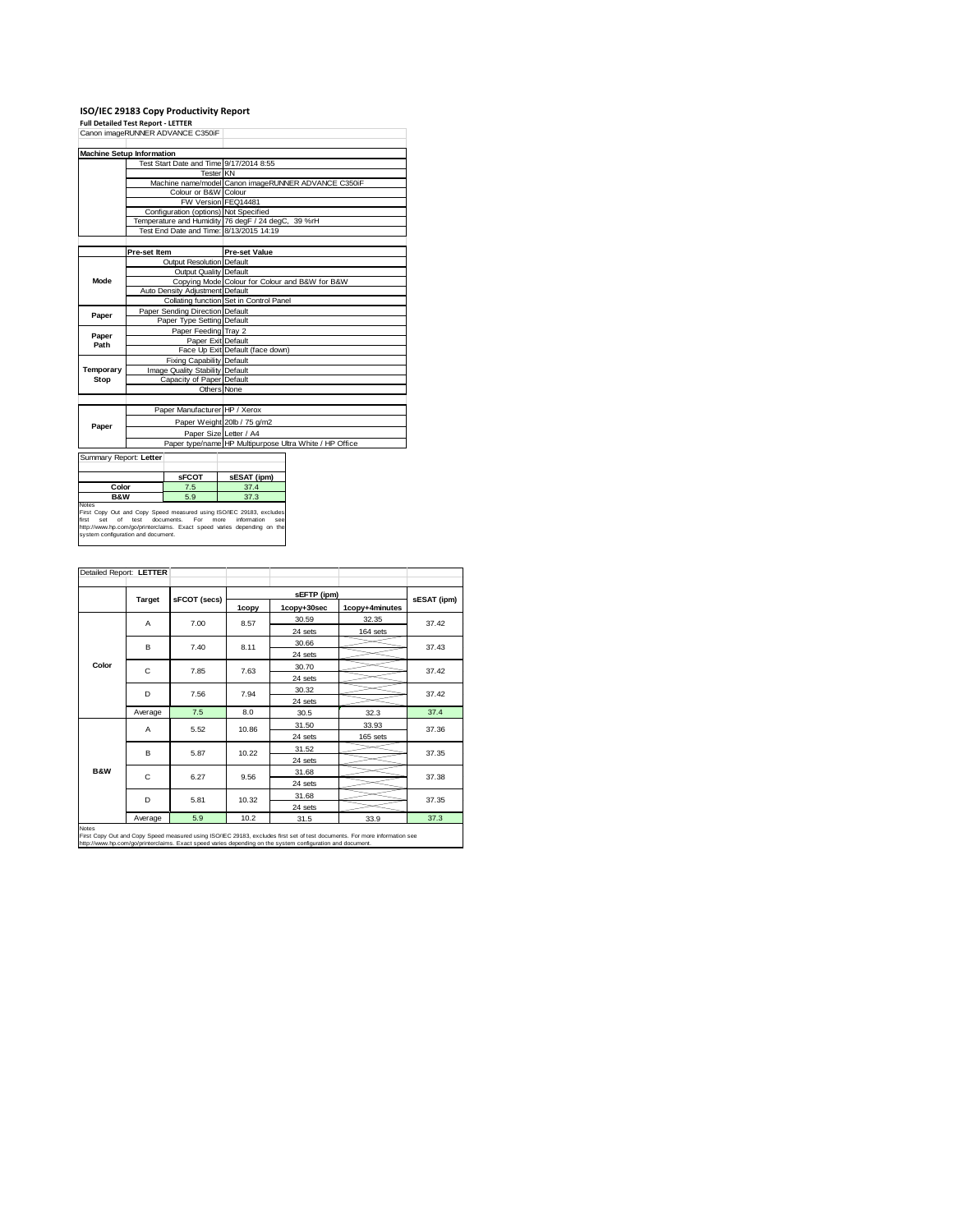# ISO/IEC 29183 Copy Productivity Report

**Full Detailed Test Report - LETTER**

Canon imageRUNNER ADVANCE C350iF

| Machine Setup Information | | |
|---|---|---|
| | Test Start Date and Time | 9/17/2014 8:55 |
| | Tester | KN |
| | Machine name/model | Canon imageRUNNER ADVANCE C350iF |
| | Colour or B&W | Colour |
| | FW Version | FEQ14481 |
| | Configuration (options) | Not Specified |
| | Temperature and Humidity | 76 degF / 24 degC, 39 %rH |
| | Test End Date and Time: | 8/13/2015 14:19 |

| | Pre-set Item | Pre-set Value |
|---|---|---|
| Mode | Output Resolution | Default |
| | Output Quality | Default |
| | Copying Mode | Colour for Colour and B&W for B&W |
| | Auto Density Adjustment | Default |
| | Collating function | Set in Control Panel |
| Paper | Paper Sending Direction | Default |
| | Paper Type Setting | Default |
| Paper Path | Paper Feeding | Tray 2 |
| | Paper Exit | Default |
| | Face Up Exit | Default (face down) |
| Temporary Stop | Fixing Capability | Default |
| | Image Quality Stability | Default |
| | Capacity of Paper | Default |
| | Others | None |

| | | |
|---|---|---|
| Paper | Paper Manufacturer | HP / Xerox |
| | Paper Weight | 20lb / 75 g/m2 |
| | Paper Size | Letter / A4 |
| | Paper type/name | HP Multipurpose Ultra White / HP Office |

Summary Report: **Letter**

| | sFCOT | sESAT (ipm) |
|---|---|---|
| **Color** | 7.5 | 37.4 |
| **B&W** | 5.9 | 37.3 |

Notes
First Copy Out and Copy Speed measured using ISO/IEC 29183, excludes first set of test documents. For more information see http://www.hp.com/go/printerclaims. Exact speed varies depending on the system configuration and document.

Detailed Report: **LETTER**

| | Target | sFCOT (secs) | sEFTP (ipm) | | | sESAT (ipm) |
|---|---|---|---|---|---|---|
| | | | 1copy | 1copy+30sec | 1copy+4minutes | |
| Color | A | 7.00 | 8.57 | 30.59 / 24 sets | 32.35 / 164 sets | 37.42 |
| | B | 7.40 | 8.11 | 30.66 / 24 sets | | 37.43 |
| | C | 7.85 | 7.63 | 30.70 / 24 sets | | 37.42 |
| | D | 7.56 | 7.94 | 30.32 / 24 sets | | 37.42 |
| | Average | 7.5 | 8.0 | 30.5 | 32.3 | 37.4 |
| B&W | A | 5.52 | 10.86 | 31.50 / 24 sets | 33.93 / 165 sets | 37.36 |
| | B | 5.87 | 10.22 | 31.52 / 24 sets | | 37.35 |
| | C | 6.27 | 9.56 | 31.68 / 24 sets | | 37.38 |
| | D | 5.81 | 10.32 | 31.68 / 24 sets | | 37.35 |
| | Average | 5.9 | 10.2 | 31.5 | 33.9 | 37.3 |

Notes
First Copy Out and Copy Speed measured using ISO/IEC 29183, excludes first set of test documents. For more information see http://www.hp.com/go/printerclaims. Exact speed varies depending on the system configuration and document.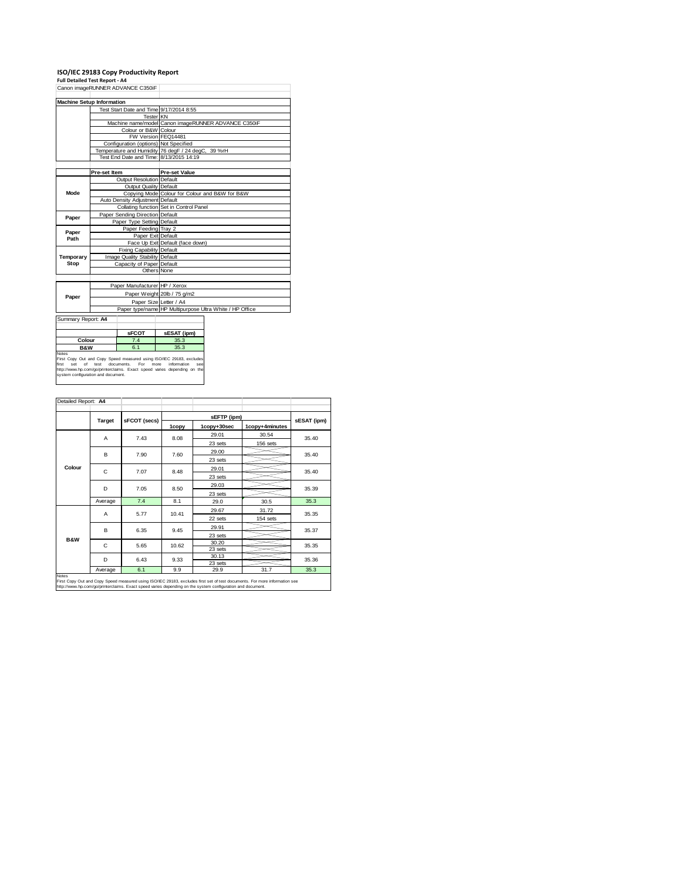# ISO/IEC 29183 Copy Productivity Report

**Full Detailed Test Report - A4**

Canon imageRUNNER ADVANCE C350iF

| Machine Setup Information | | |
|---|---|---|
| | Test Start Date and Time | 9/17/2014 8:55 |
| | Tester | KN |
| | Machine name/model | Canon imageRUNNER ADVANCE C350iF |
| | Colour or B&W | Colour |
| | FW Version | FEQ14481 |
| | Configuration (options) | Not Specified |
| | Temperature and Humidity | 76 degF / 24 degC, 39 %rH |
| | Test End Date and Time: | 8/13/2015 14:19 |

| | Pre-set Item | Pre-set Value |
|---|---|---|
| Mode | Output Resolution | Default |
| | Output Quality | Default |
| | Copying Mode | Colour for Colour and B&W for B&W |
| | Auto Density Adjustment | Default |
| | Collating function | Set in Control Panel |
| Paper | Paper Sending Direction | Default |
| | Paper Type Setting | Default |
| Paper Path | Paper Feeding | Tray 2 |
| | Paper Exit | Default |
| | Face Up Exit | Default (face down) |
| Temporary Stop | Fixing Capability | Default |
| | Image Quality Stability | Default |
| | Capacity of Paper | Default |
| | Others | None |

| | | |
|---|---|---|
| Paper | Paper Manufacturer | HP / Xerox |
| | Paper Weight | 20lb / 75 g/m2 |
| | Paper Size | Letter / A4 |
| | Paper type/name | HP Multipurpose Ultra White / HP Office |

Summary Report: **A4**

| | sFCOT | sESAT (ipm) |
|---|---|---|
| Colour | 7.4 | 35.3 |
| B&W | 6.1 | 35.3 |

Notes
First Copy Out and Copy Speed measured using ISO/IEC 29183, excludes first set of test documents. For more information see http://www.hp.com/go/printerclaims. Exact speed varies depending on the system configuration and document.

Detailed Report: **A4**

| | Target | sFCOT (secs) | sEFTP (ipm) 1copy | sEFTP (ipm) 1copy+30sec | sEFTP (ipm) 1copy+4minutes | sESAT (ipm) |
|---|---|---|---|---|---|---|
| Colour | A | 7.43 | 8.08 | 29.01 / 23 sets | 30.54 / 156 sets | 35.40 |
| | B | 7.90 | 7.60 | 29.00 / 23 sets | | 35.40 |
| | C | 7.07 | 8.48 | 29.01 / 23 sets | | 35.40 |
| | D | 7.05 | 8.50 | 29.03 / 23 sets | | 35.39 |
| | Average | 7.4 | 8.1 | 29.0 | 30.5 | 35.3 |
| B&W | A | 5.77 | 10.41 | 29.67 / 22 sets | 31.72 / 154 sets | 35.35 |
| | B | 6.35 | 9.45 | 29.91 / 23 sets | | 35.37 |
| | C | 5.65 | 10.62 | 30.20 / 23 sets | | 35.35 |
| | D | 6.43 | 9.33 | 30.13 / 23 sets | | 35.36 |
| | Average | 6.1 | 9.9 | 29.9 | 31.7 | 35.3 |

Notes
First Copy Out and Copy Speed measured using ISO/IEC 29183, excludes first set of test documents. For more information see http://www.hp.com/go/printerclaims. Exact speed varies depending on the system configuration and document.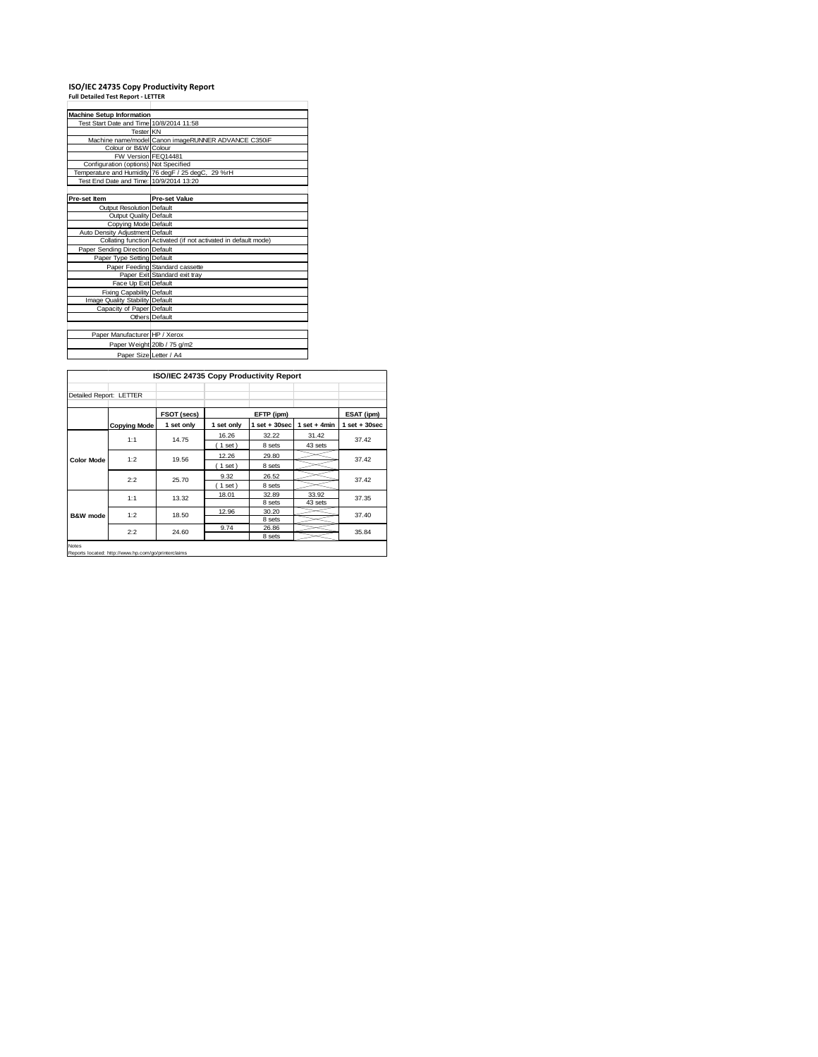# ISO/IEC 24735 Copy Productivity Report

**Full Detailed Test Report - LETTER**

| Machine Setup Information | |
|---|---|
| Test Start Date and Time | 10/8/2014 11:58 |
| Tester | KN |
| Machine name/model | Canon imageRUNNER ADVANCE C350iF |
| Colour or B&W | Colour |
| FW Version | FEQ14481 |
| Configuration (options) | Not Specified |
| Temperature and Humidity | 76 degF / 25 degC, 29 %rH |
| Test End Date and Time: | 10/9/2014 13:20 |

| Pre-set Item | Pre-set Value |
|---|---|
| Output Resolution | Default |
| Output Quality | Default |
| Copying Mode | Default |
| Auto Density Adjustment | Default |
| Collating function | Activated (if not activated in default mode) |
| Paper Sending Direction | Default |
| Paper Type Setting | Default |
| Paper Feeding | Standard cassette |
| Paper Exit | Standard exit tray |
| Face Up Exit | Default |
| Fixing Capability | Default |
| Image Quality Stability | Default |
| Capacity of Paper | Default |
| Others | Default |

| | |
|---|---|
| Paper Manufacturer | HP / Xerox |
| Paper Weight | 20lb / 75 g/m2 |
| Paper Size | Letter / A4 |

## ISO/IEC 24735 Copy Productivity Report

Detailed Report: LETTER

| | | FSOT (secs) | EFTP (ipm) | | | ESAT (ipm) |
|---|---|---|---|---|---|---|
| | Copying Mode | 1 set only | 1 set only | 1 set + 30sec | 1 set + 4min | 1 set + 30sec |
| Color Mode | 1:1 | 14.75 | 16.26 (1 set) | 32.22 (8 sets) | 31.42 (43 sets) | 37.42 |
| | 1:2 | 19.56 | 12.26 (1 set) | 29.80 (8 sets) | | 37.42 |
| | 2:2 | 25.70 | 9.32 (1 set) | 26.52 (8 sets) | | 37.42 |
| B&W mode | 1:1 | 13.32 | 18.01 | 32.89 (8 sets) | 33.92 (43 sets) | 37.35 |
| | 1:2 | 18.50 | 12.96 | 30.20 (8 sets) | | 37.40 |
| | 2:2 | 24.60 | 9.74 | 26.86 (8 sets) | | 35.84 |

Notes

Reports located: http://www.hp.com/go/printerclaims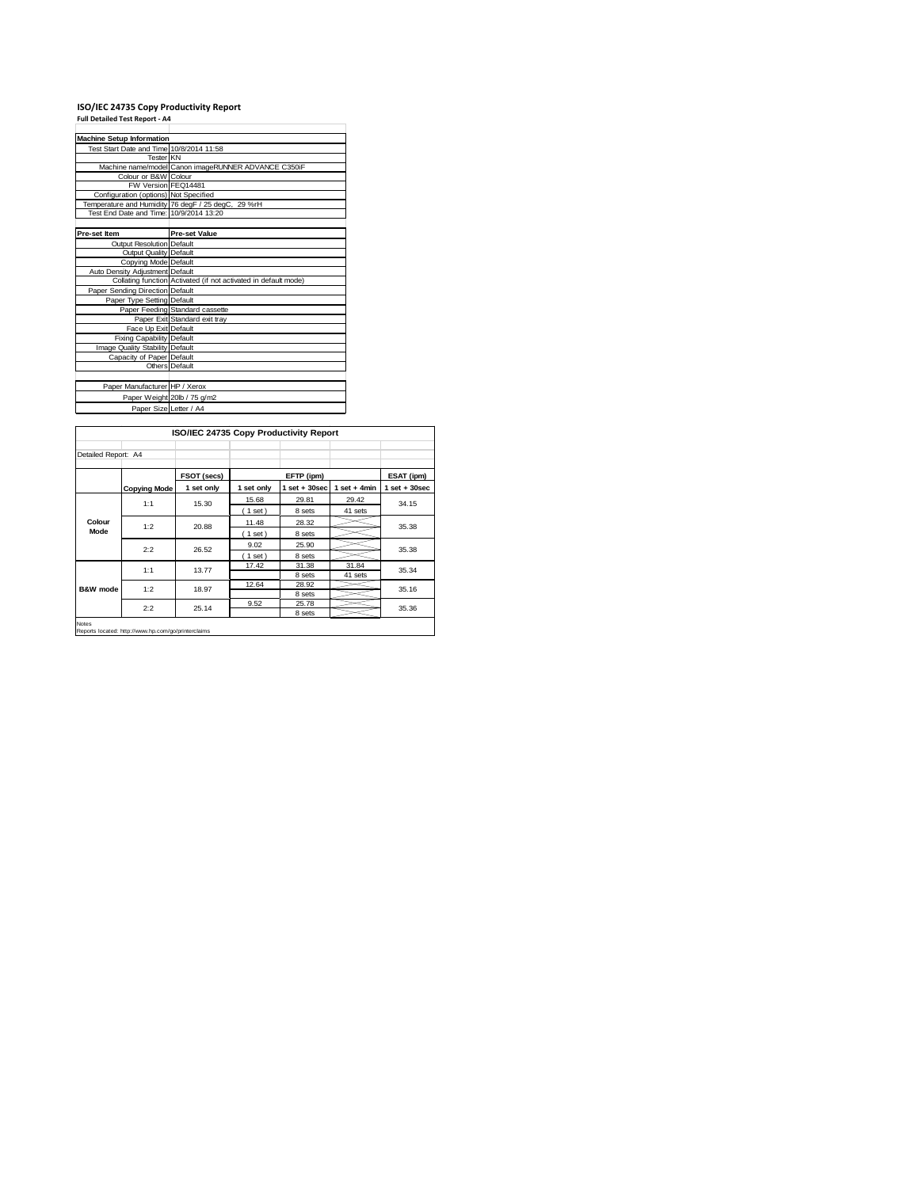# ISO/IEC 24735 Copy Productivity Report

**Full Detailed Test Report - A4**

| Machine Setup Information | |
|---|---|
| Test Start Date and Time | 10/8/2014 11:58 |
| Tester | KN |
| Machine name/model | Canon imageRUNNER ADVANCE C350iF |
| Colour or B&W | Colour |
| FW Version | FEQ14481 |
| Configuration (options) | Not Specified |
| Temperature and Humidity | 76 degF / 25 degC, 29 %rH |
| Test End Date and Time: | 10/9/2014 13:20 |

| Pre-set Item | Pre-set Value |
|---|---|
| Output Resolution | Default |
| Output Quality | Default |
| Copying Mode | Default |
| Auto Density Adjustment | Default |
| Collating function | Activated (if not activated in default mode) |
| Paper Sending Direction | Default |
| Paper Type Setting | Default |
| Paper Feeding | Standard cassette |
| Paper Exit | Standard exit tray |
| Face Up Exit | Default |
| Fixing Capability | Default |
| Image Quality Stability | Default |
| Capacity of Paper | Default |
| Others | Default |

| | |
|---|---|
| Paper Manufacturer | HP / Xerox |
| Paper Weight | 20lb / 75 g/m2 |
| Paper Size | Letter / A4 |

**ISO/IEC 24735 Copy Productivity Report**

Detailed Report: A4

| | | FSOT (secs) | EFTP (ipm) | | | ESAT (ipm) |
|---|---|---|---|---|---|---|
| | **Copying Mode** | 1 set only | 1 set only | 1 set + 30sec | 1 set + 4min | 1 set + 30sec |
| **Colour Mode** | 1:1 | 15.30 | 15.68 (1 set) | 29.81 (8 sets) | 29.42 (41 sets) | 34.15 |
| | 1:2 | 20.88 | 11.48 (1 set) | 28.32 (8 sets) | | 35.38 |
| | 2:2 | 26.52 | 9.02 (1 set) | 25.90 (8 sets) | | 35.38 |
| **B&W mode** | 1:1 | 13.77 | 17.42 | 31.38 (8 sets) | 31.84 (41 sets) | 35.34 |
| | 1:2 | 18.97 | 12.64 | 28.92 (8 sets) | | 35.16 |
| | 2:2 | 25.14 | 9.52 | 25.78 (8 sets) | | 35.36 |

Notes

Reports located: http://www.hp.com/go/printerclaims